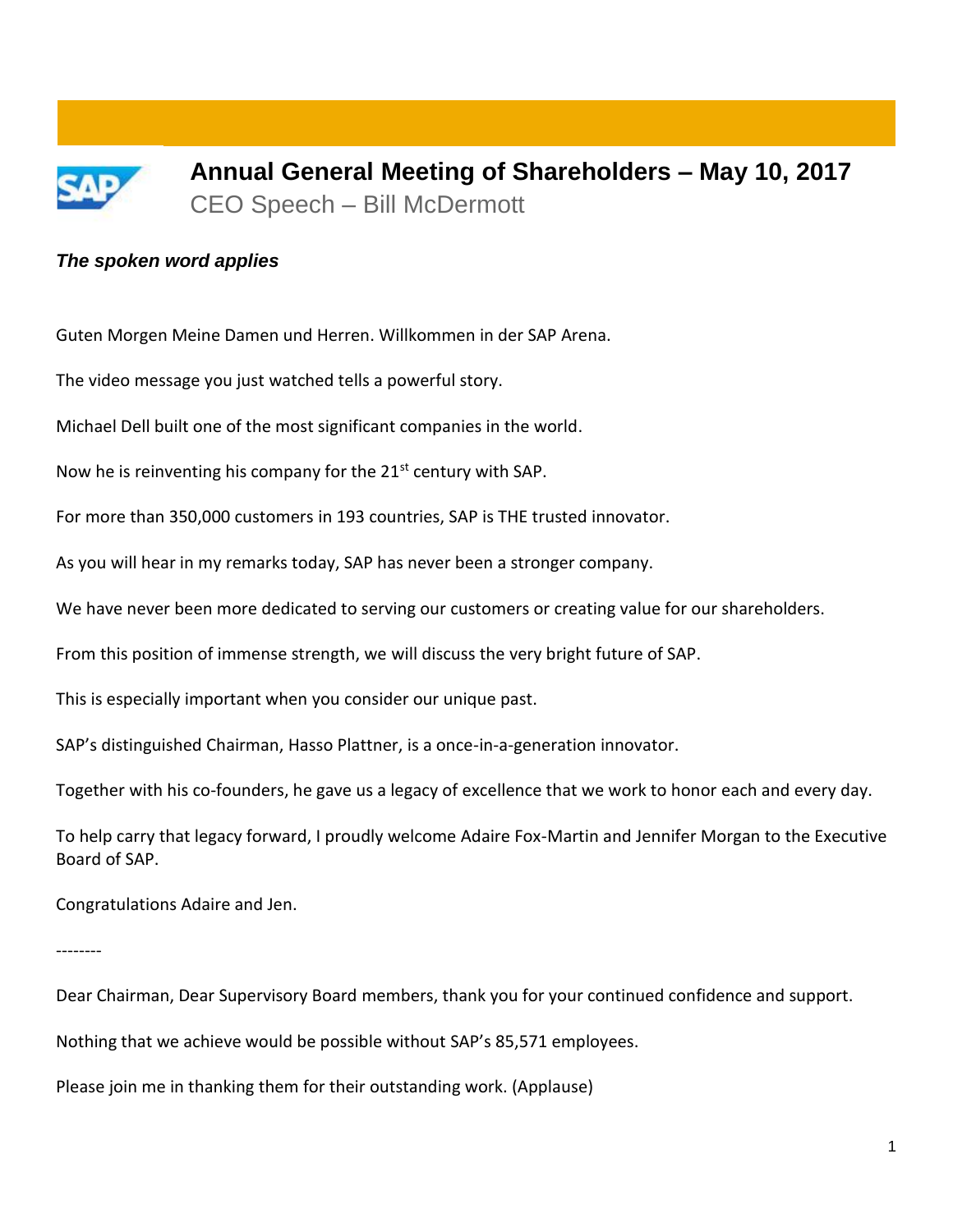# Annual General Meeting of Shareholders – May 10, 2017

## CEO Speech – Bill McDermott

***The spoken word applies***

Guten Morgen Meine Damen und Herren. Willkommen in der SAP Arena.

The video message you just watched tells a powerful story.

Michael Dell built one of the most significant companies in the world.

Now he is reinventing his company for the 21st century with SAP.

For more than 350,000 customers in 193 countries, SAP is THE trusted innovator.

As you will hear in my remarks today, SAP has never been a stronger company.

We have never been more dedicated to serving our customers or creating value for our shareholders.

From this position of immense strength, we will discuss the very bright future of SAP.

This is especially important when you consider our unique past.

SAP's distinguished Chairman, Hasso Plattner, is a once-in-a-generation innovator.

Together with his co-founders, he gave us a legacy of excellence that we work to honor each and every day.

To help carry that legacy forward, I proudly welcome Adaire Fox-Martin and Jennifer Morgan to the Executive Board of SAP.

Congratulations Adaire and Jen.

--------

Dear Chairman, Dear Supervisory Board members, thank you for your continued confidence and support.

Nothing that we achieve would be possible without SAP's 85,571 employees.

Please join me in thanking them for their outstanding work. (Applause)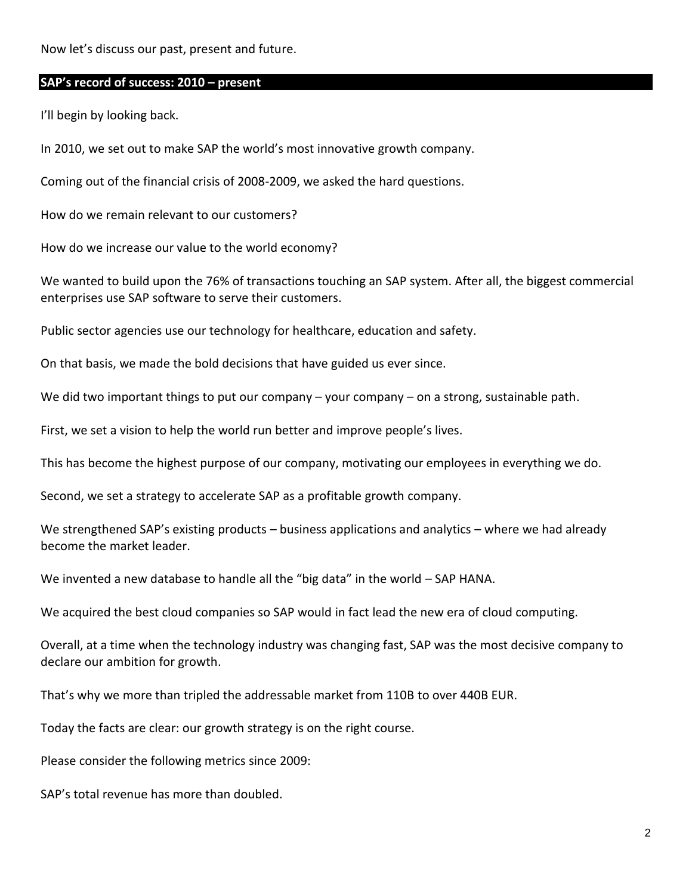Now let's discuss our past, present and future.

## SAP's record of success: 2010 – present

I'll begin by looking back.

In 2010, we set out to make SAP the world's most innovative growth company.

Coming out of the financial crisis of 2008-2009, we asked the hard questions.

How do we remain relevant to our customers?

How do we increase our value to the world economy?

We wanted to build upon the 76% of transactions touching an SAP system. After all, the biggest commercial enterprises use SAP software to serve their customers.

Public sector agencies use our technology for healthcare, education and safety.

On that basis, we made the bold decisions that have guided us ever since.

We did two important things to put our company – your company – on a strong, sustainable path.

First, we set a vision to help the world run better and improve people's lives.

This has become the highest purpose of our company, motivating our employees in everything we do.

Second, we set a strategy to accelerate SAP as a profitable growth company.

We strengthened SAP's existing products – business applications and analytics – where we had already become the market leader.

We invented a new database to handle all the "big data" in the world – SAP HANA.

We acquired the best cloud companies so SAP would in fact lead the new era of cloud computing.

Overall, at a time when the technology industry was changing fast, SAP was the most decisive company to declare our ambition for growth.

That's why we more than tripled the addressable market from 110B to over 440B EUR.

Today the facts are clear: our growth strategy is on the right course.

Please consider the following metrics since 2009:

SAP's total revenue has more than doubled.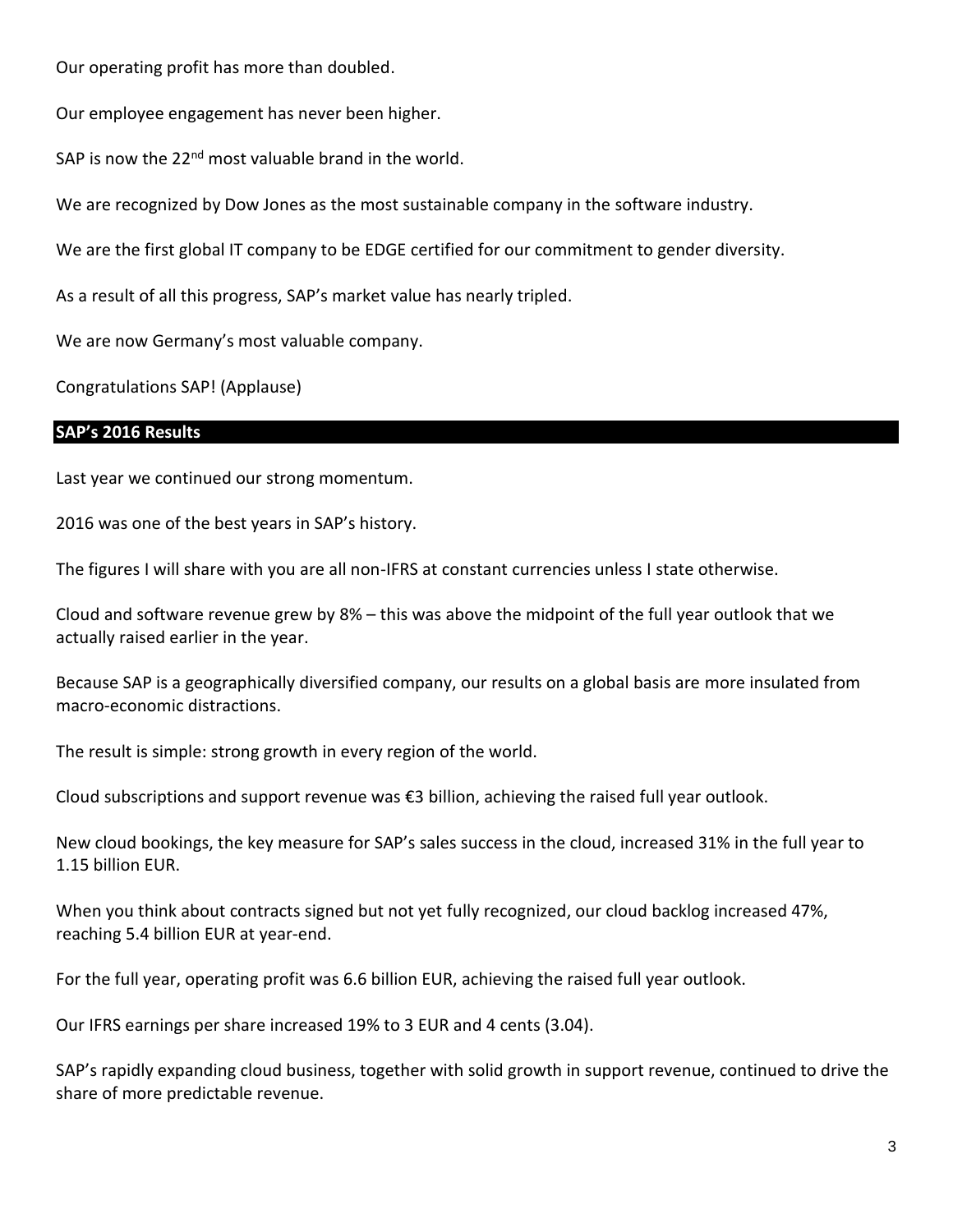Our operating profit has more than doubled.

Our employee engagement has never been higher.

SAP is now the 22nd most valuable brand in the world.

We are recognized by Dow Jones as the most sustainable company in the software industry.

We are the first global IT company to be EDGE certified for our commitment to gender diversity.

As a result of all this progress, SAP's market value has nearly tripled.

We are now Germany's most valuable company.

Congratulations SAP! (Applause)

## SAP's 2016 Results

Last year we continued our strong momentum.

2016 was one of the best years in SAP's history.

The figures I will share with you are all non-IFRS at constant currencies unless I state otherwise.

Cloud and software revenue grew by 8% – this was above the midpoint of the full year outlook that we actually raised earlier in the year.

Because SAP is a geographically diversified company, our results on a global basis are more insulated from macro-economic distractions.

The result is simple: strong growth in every region of the world.

Cloud subscriptions and support revenue was €3 billion, achieving the raised full year outlook.

New cloud bookings, the key measure for SAP's sales success in the cloud, increased 31% in the full year to 1.15 billion EUR.

When you think about contracts signed but not yet fully recognized, our cloud backlog increased 47%, reaching 5.4 billion EUR at year-end.

For the full year, operating profit was 6.6 billion EUR, achieving the raised full year outlook.

Our IFRS earnings per share increased 19% to 3 EUR and 4 cents (3.04).

SAP's rapidly expanding cloud business, together with solid growth in support revenue, continued to drive the share of more predictable revenue.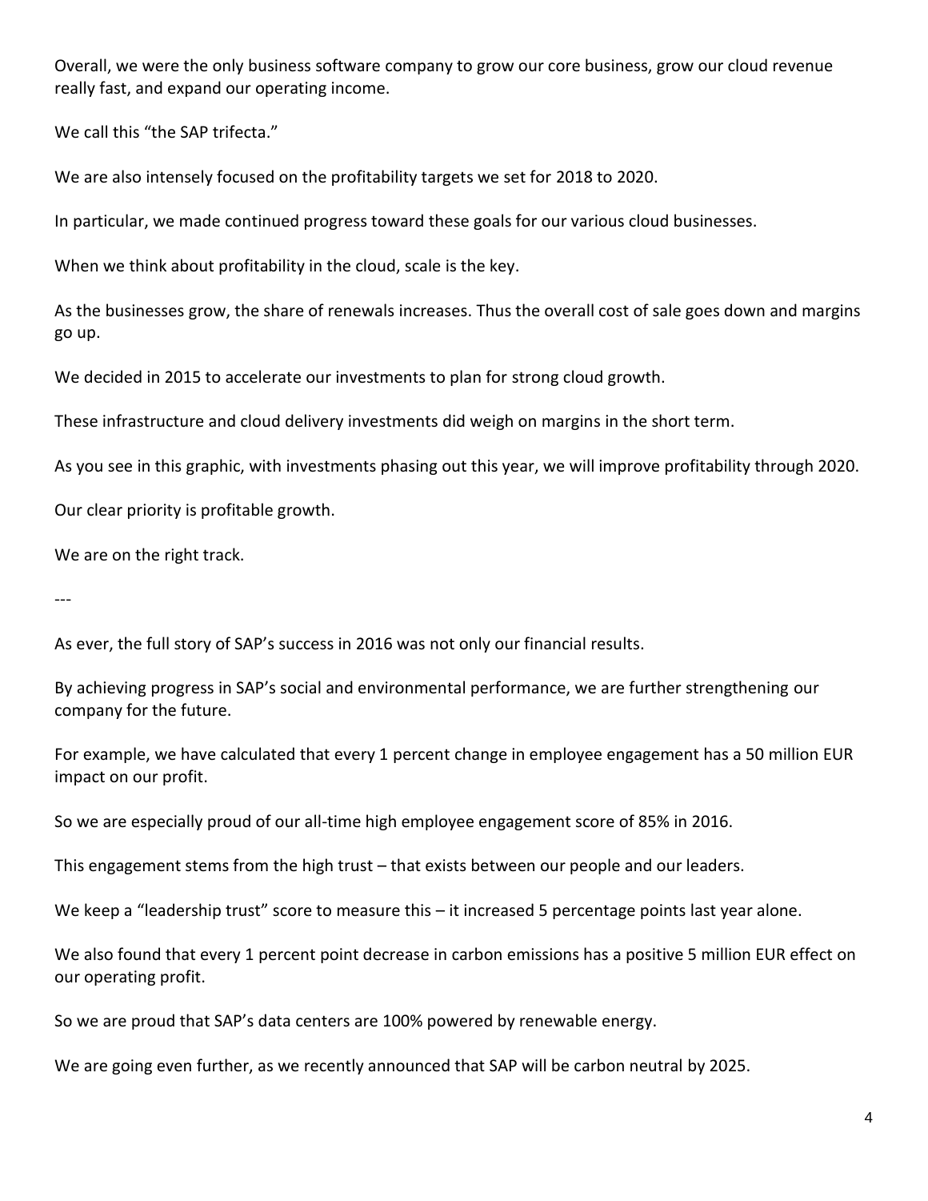Overall, we were the only business software company to grow our core business, grow our cloud revenue really fast, and expand our operating income.

We call this "the SAP trifecta."

We are also intensely focused on the profitability targets we set for 2018 to 2020.

In particular, we made continued progress toward these goals for our various cloud businesses.

When we think about profitability in the cloud, scale is the key.

As the businesses grow, the share of renewals increases. Thus the overall cost of sale goes down and margins go up.

We decided in 2015 to accelerate our investments to plan for strong cloud growth.

These infrastructure and cloud delivery investments did weigh on margins in the short term.

As you see in this graphic, with investments phasing out this year, we will improve profitability through 2020.

Our clear priority is profitable growth.

We are on the right track.

---

As ever, the full story of SAP's success in 2016 was not only our financial results.

By achieving progress in SAP's social and environmental performance, we are further strengthening our company for the future.

For example, we have calculated that every 1 percent change in employee engagement has a 50 million EUR impact on our profit.

So we are especially proud of our all-time high employee engagement score of 85% in 2016.

This engagement stems from the high trust – that exists between our people and our leaders.

We keep a "leadership trust" score to measure this – it increased 5 percentage points last year alone.

We also found that every 1 percent point decrease in carbon emissions has a positive 5 million EUR effect on our operating profit.

So we are proud that SAP's data centers are 100% powered by renewable energy.

We are going even further, as we recently announced that SAP will be carbon neutral by 2025.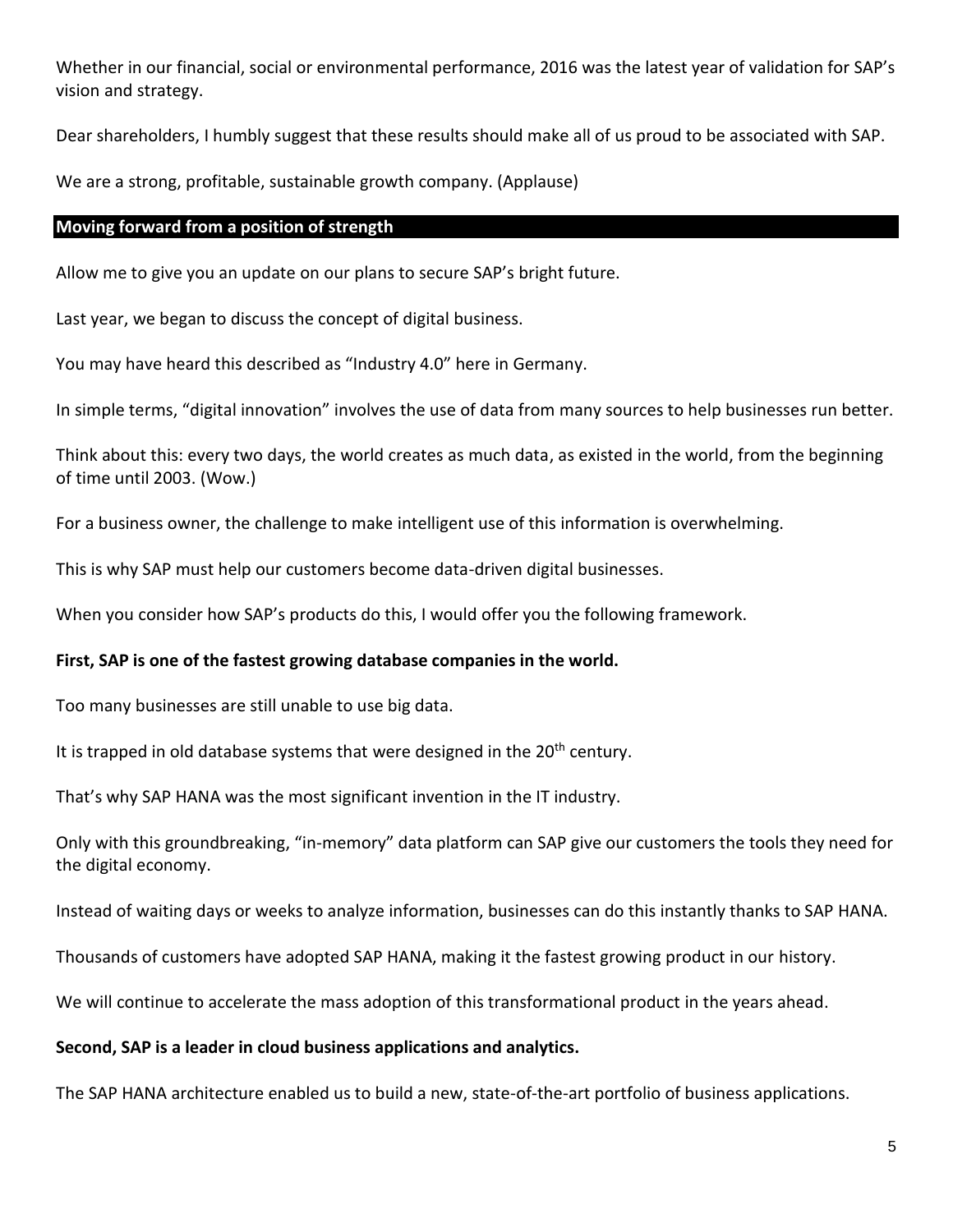Whether in our financial, social or environmental performance, 2016 was the latest year of validation for SAP's vision and strategy.

Dear shareholders, I humbly suggest that these results should make all of us proud to be associated with SAP.

We are a strong, profitable, sustainable growth company. (Applause)

## Moving forward from a position of strength

Allow me to give you an update on our plans to secure SAP's bright future.

Last year, we began to discuss the concept of digital business.

You may have heard this described as "Industry 4.0" here in Germany.

In simple terms, "digital innovation" involves the use of data from many sources to help businesses run better.

Think about this: every two days, the world creates as much data, as existed in the world, from the beginning of time until 2003. (Wow.)

For a business owner, the challenge to make intelligent use of this information is overwhelming.

This is why SAP must help our customers become data-driven digital businesses.

When you consider how SAP's products do this, I would offer you the following framework.

**First, SAP is one of the fastest growing database companies in the world.**

Too many businesses are still unable to use big data.

It is trapped in old database systems that were designed in the 20th century.

That's why SAP HANA was the most significant invention in the IT industry.

Only with this groundbreaking, "in-memory" data platform can SAP give our customers the tools they need for the digital economy.

Instead of waiting days or weeks to analyze information, businesses can do this instantly thanks to SAP HANA.

Thousands of customers have adopted SAP HANA, making it the fastest growing product in our history.

We will continue to accelerate the mass adoption of this transformational product in the years ahead.

**Second, SAP is a leader in cloud business applications and analytics.**

The SAP HANA architecture enabled us to build a new, state-of-the-art portfolio of business applications.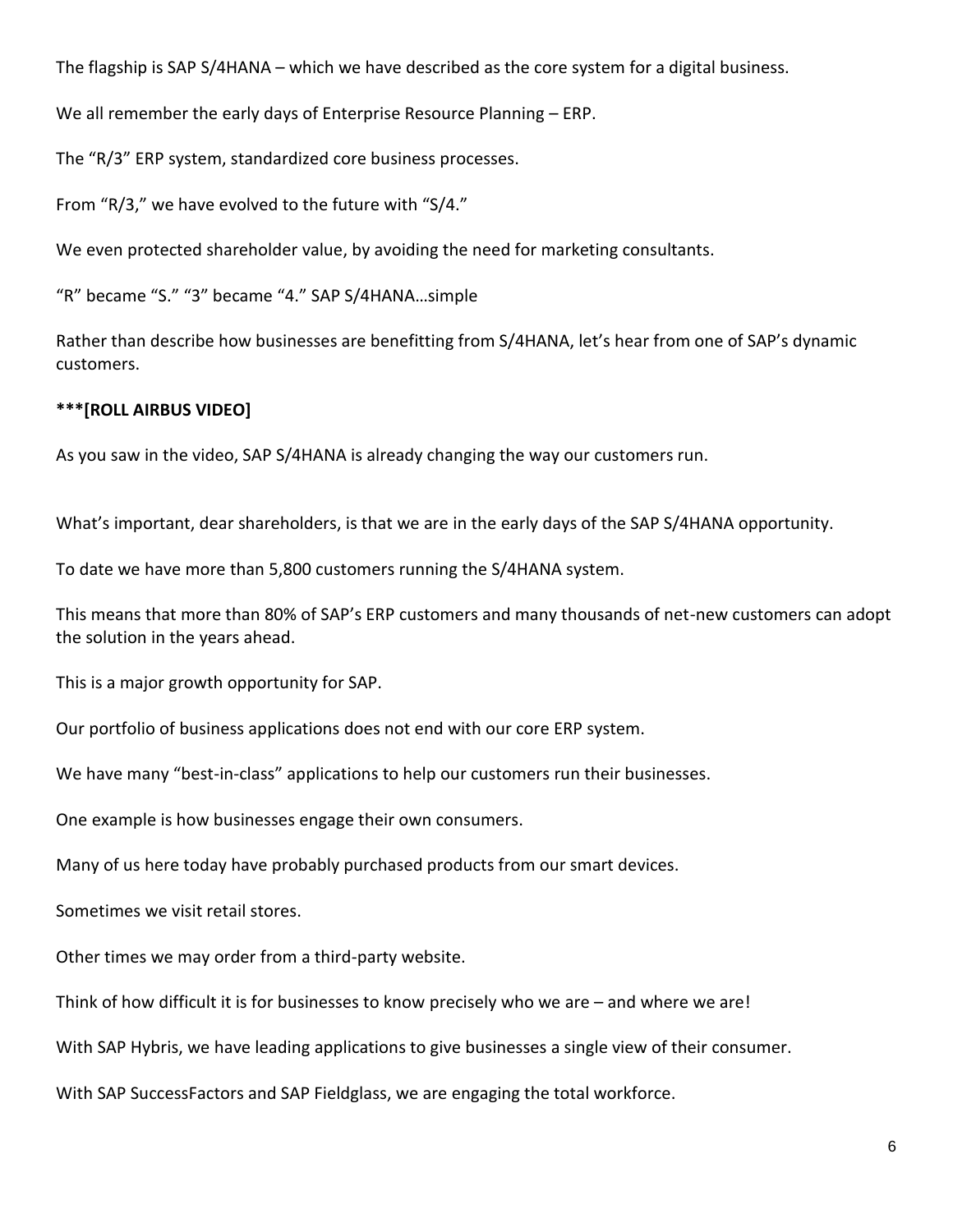The flagship is SAP S/4HANA – which we have described as the core system for a digital business.

We all remember the early days of Enterprise Resource Planning – ERP.

The "R/3" ERP system, standardized core business processes.

From "R/3," we have evolved to the future with "S/4."

We even protected shareholder value, by avoiding the need for marketing consultants.

"R" became "S." "3" became "4." SAP S/4HANA…simple

Rather than describe how businesses are benefitting from S/4HANA, let's hear from one of SAP's dynamic customers.

**\*\*\*[ROLL AIRBUS VIDEO]**

As you saw in the video, SAP S/4HANA is already changing the way our customers run.

What's important, dear shareholders, is that we are in the early days of the SAP S/4HANA opportunity.

To date we have more than 5,800 customers running the S/4HANA system.

This means that more than 80% of SAP's ERP customers and many thousands of net-new customers can adopt the solution in the years ahead.

This is a major growth opportunity for SAP.

Our portfolio of business applications does not end with our core ERP system.

We have many "best-in-class" applications to help our customers run their businesses.

One example is how businesses engage their own consumers.

Many of us here today have probably purchased products from our smart devices.

Sometimes we visit retail stores.

Other times we may order from a third-party website.

Think of how difficult it is for businesses to know precisely who we are – and where we are!

With SAP Hybris, we have leading applications to give businesses a single view of their consumer.

With SAP SuccessFactors and SAP Fieldglass, we are engaging the total workforce.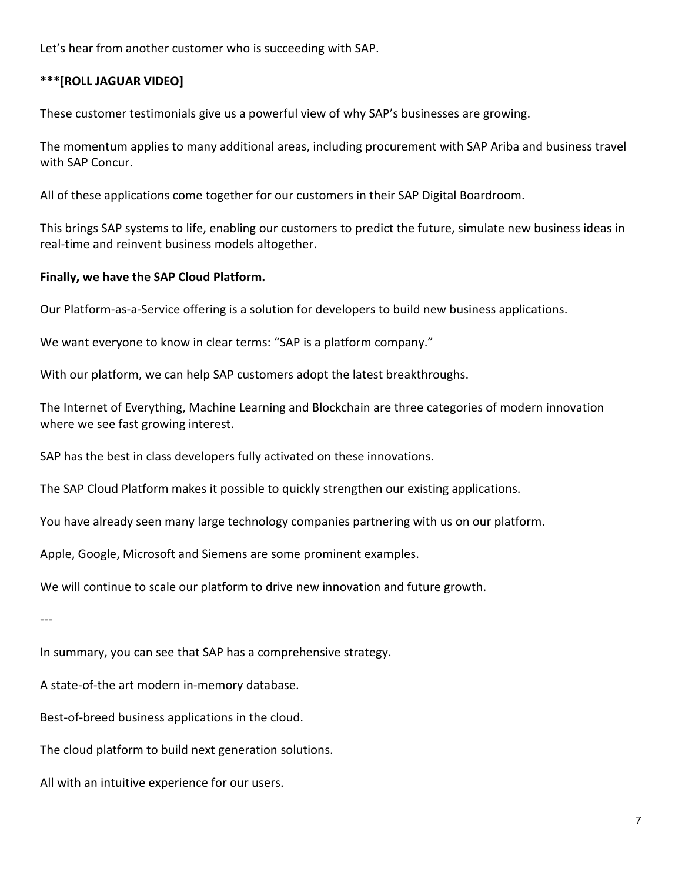Let's hear from another customer who is succeeding with SAP.

**\*\*\*[ROLL JAGUAR VIDEO]**

These customer testimonials give us a powerful view of why SAP's businesses are growing.

The momentum applies to many additional areas, including procurement with SAP Ariba and business travel with SAP Concur.

All of these applications come together for our customers in their SAP Digital Boardroom.

This brings SAP systems to life, enabling our customers to predict the future, simulate new business ideas in real-time and reinvent business models altogether.

**Finally, we have the SAP Cloud Platform.**

Our Platform-as-a-Service offering is a solution for developers to build new business applications.

We want everyone to know in clear terms: "SAP is a platform company."

With our platform, we can help SAP customers adopt the latest breakthroughs.

The Internet of Everything, Machine Learning and Blockchain are three categories of modern innovation where we see fast growing interest.

SAP has the best in class developers fully activated on these innovations.

The SAP Cloud Platform makes it possible to quickly strengthen our existing applications.

You have already seen many large technology companies partnering with us on our platform.

Apple, Google, Microsoft and Siemens are some prominent examples.

We will continue to scale our platform to drive new innovation and future growth.

---

In summary, you can see that SAP has a comprehensive strategy.

A state-of-the art modern in-memory database.

Best-of-breed business applications in the cloud.

The cloud platform to build next generation solutions.

All with an intuitive experience for our users.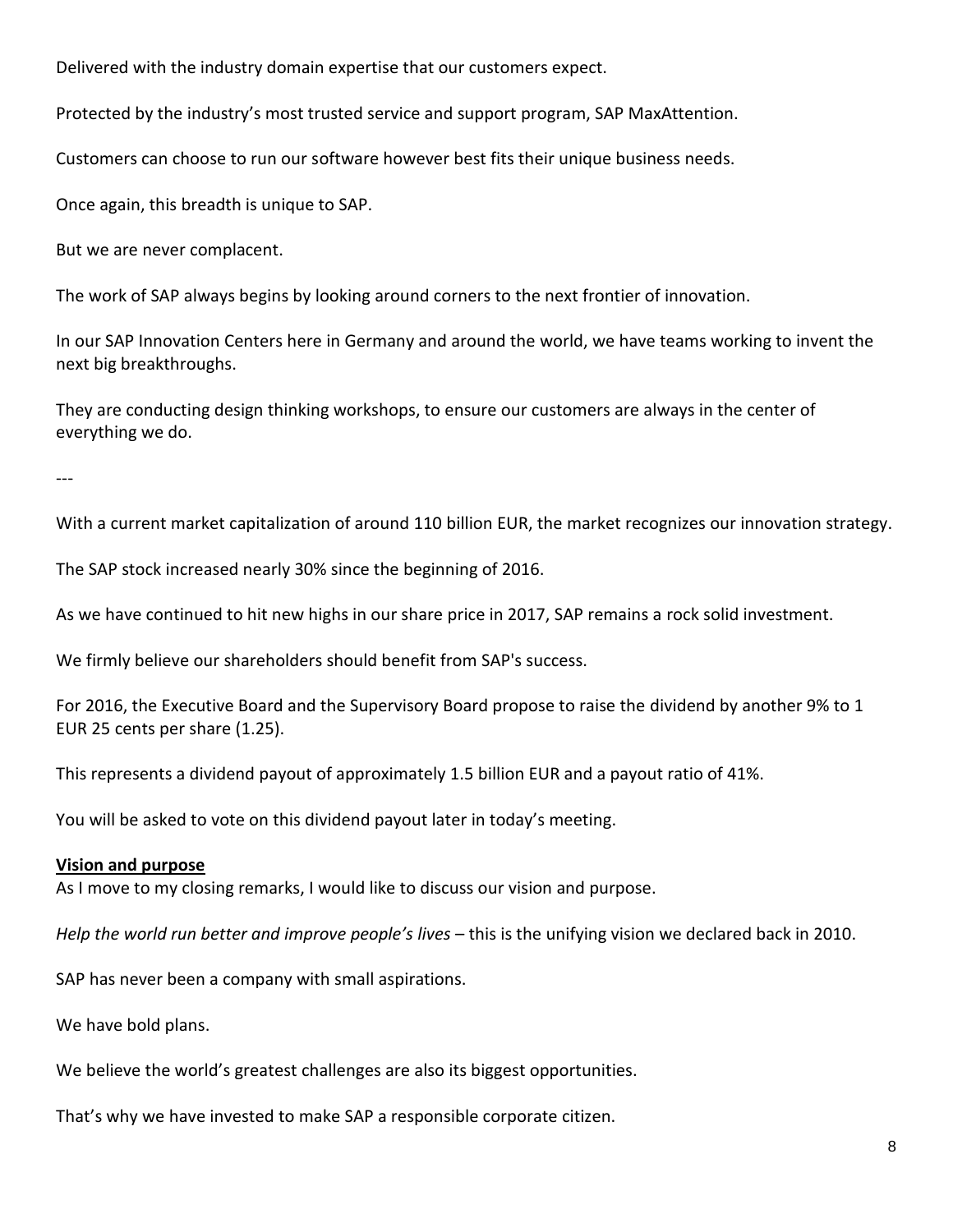Delivered with the industry domain expertise that our customers expect.

Protected by the industry's most trusted service and support program, SAP MaxAttention.

Customers can choose to run our software however best fits their unique business needs.

Once again, this breadth is unique to SAP.

But we are never complacent.

The work of SAP always begins by looking around corners to the next frontier of innovation.

In our SAP Innovation Centers here in Germany and around the world, we have teams working to invent the next big breakthroughs.

They are conducting design thinking workshops, to ensure our customers are always in the center of everything we do.

---

With a current market capitalization of around 110 billion EUR, the market recognizes our innovation strategy.

The SAP stock increased nearly 30% since the beginning of 2016.

As we have continued to hit new highs in our share price in 2017, SAP remains a rock solid investment.

We firmly believe our shareholders should benefit from SAP's success.

For 2016, the Executive Board and the Supervisory Board propose to raise the dividend by another 9% to 1 EUR 25 cents per share (1.25).

This represents a dividend payout of approximately 1.5 billion EUR and a payout ratio of 41%.

You will be asked to vote on this dividend payout later in today's meeting.

**Vision and purpose**

As I move to my closing remarks, I would like to discuss our vision and purpose.

*Help the world run better and improve people's lives* – this is the unifying vision we declared back in 2010.

SAP has never been a company with small aspirations.

We have bold plans.

We believe the world's greatest challenges are also its biggest opportunities.

That's why we have invested to make SAP a responsible corporate citizen.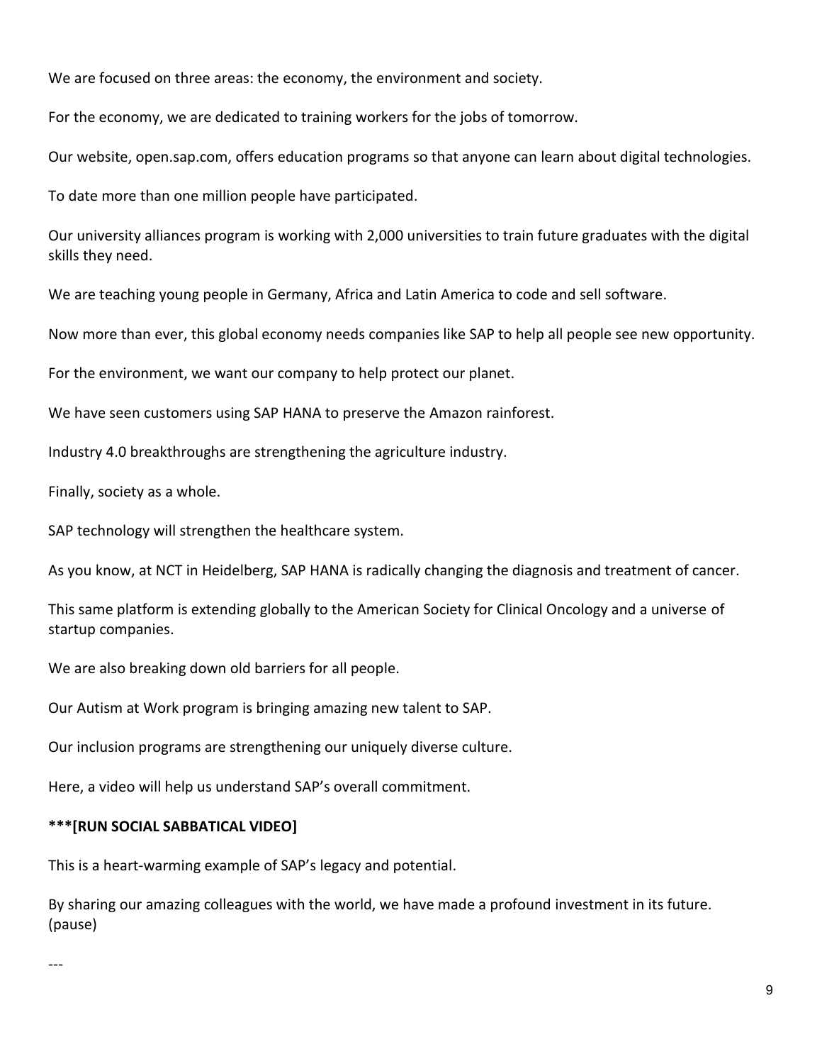We are focused on three areas: the economy, the environment and society.

For the economy, we are dedicated to training workers for the jobs of tomorrow.

Our website, open.sap.com, offers education programs so that anyone can learn about digital technologies.

To date more than one million people have participated.

Our university alliances program is working with 2,000 universities to train future graduates with the digital skills they need.

We are teaching young people in Germany, Africa and Latin America to code and sell software.

Now more than ever, this global economy needs companies like SAP to help all people see new opportunity.

For the environment, we want our company to help protect our planet.

We have seen customers using SAP HANA to preserve the Amazon rainforest.

Industry 4.0 breakthroughs are strengthening the agriculture industry.

Finally, society as a whole.

SAP technology will strengthen the healthcare system.

As you know, at NCT in Heidelberg, SAP HANA is radically changing the diagnosis and treatment of cancer.

This same platform is extending globally to the American Society for Clinical Oncology and a universe of startup companies.

We are also breaking down old barriers for all people.

Our Autism at Work program is bringing amazing new talent to SAP.

Our inclusion programs are strengthening our uniquely diverse culture.

Here, a video will help us understand SAP's overall commitment.

**\*\*\*[RUN SOCIAL SABBATICAL VIDEO]**

This is a heart-warming example of SAP's legacy and potential.

By sharing our amazing colleagues with the world, we have made a profound investment in its future. (pause)

---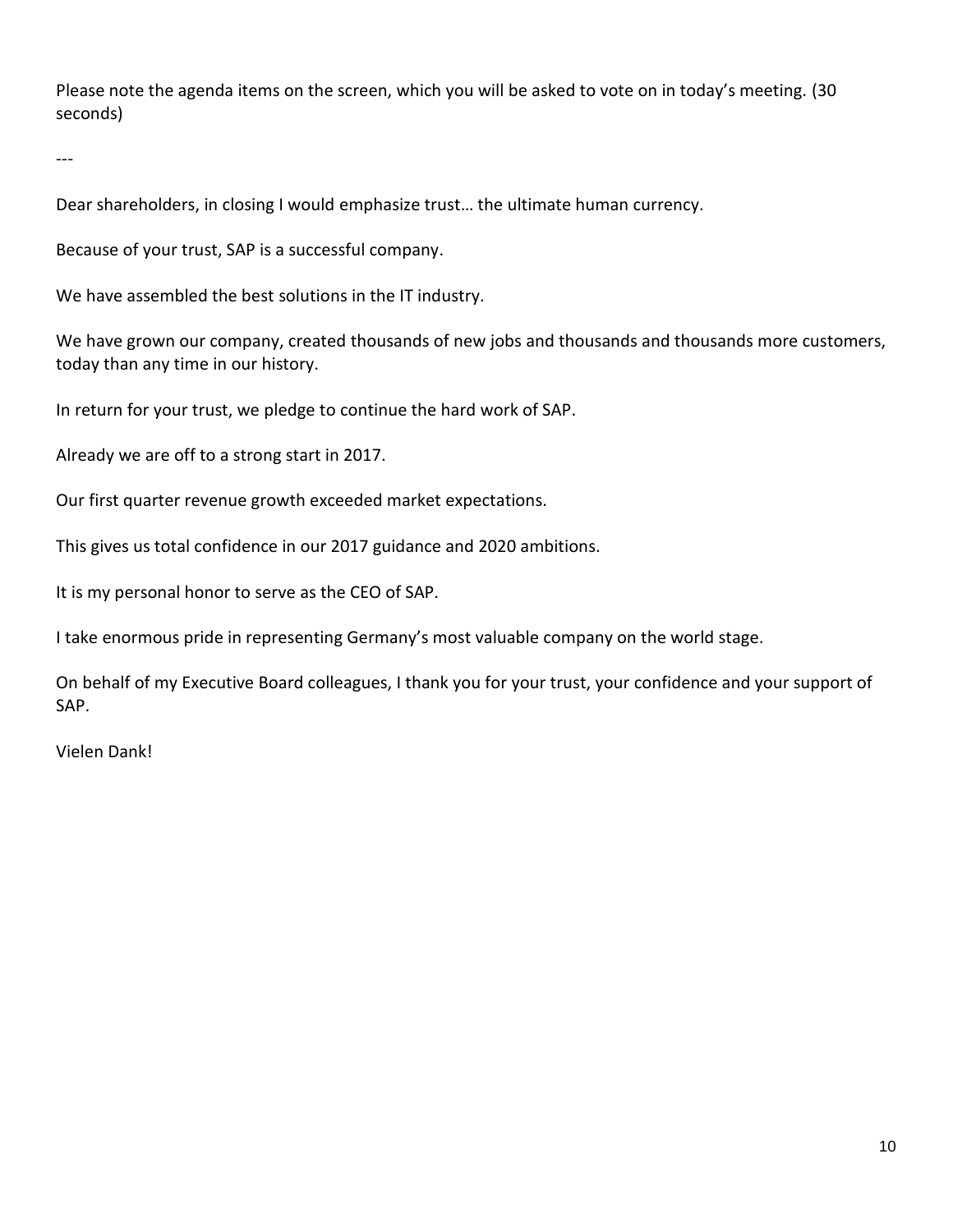Please note the agenda items on the screen, which you will be asked to vote on in today's meeting. (30 seconds)

---

Dear shareholders, in closing I would emphasize trust… the ultimate human currency.

Because of your trust, SAP is a successful company.

We have assembled the best solutions in the IT industry.

We have grown our company, created thousands of new jobs and thousands and thousands more customers, today than any time in our history.

In return for your trust, we pledge to continue the hard work of SAP.

Already we are off to a strong start in 2017.

Our first quarter revenue growth exceeded market expectations.

This gives us total confidence in our 2017 guidance and 2020 ambitions.

It is my personal honor to serve as the CEO of SAP.

I take enormous pride in representing Germany's most valuable company on the world stage.

On behalf of my Executive Board colleagues, I thank you for your trust, your confidence and your support of SAP.

Vielen Dank!